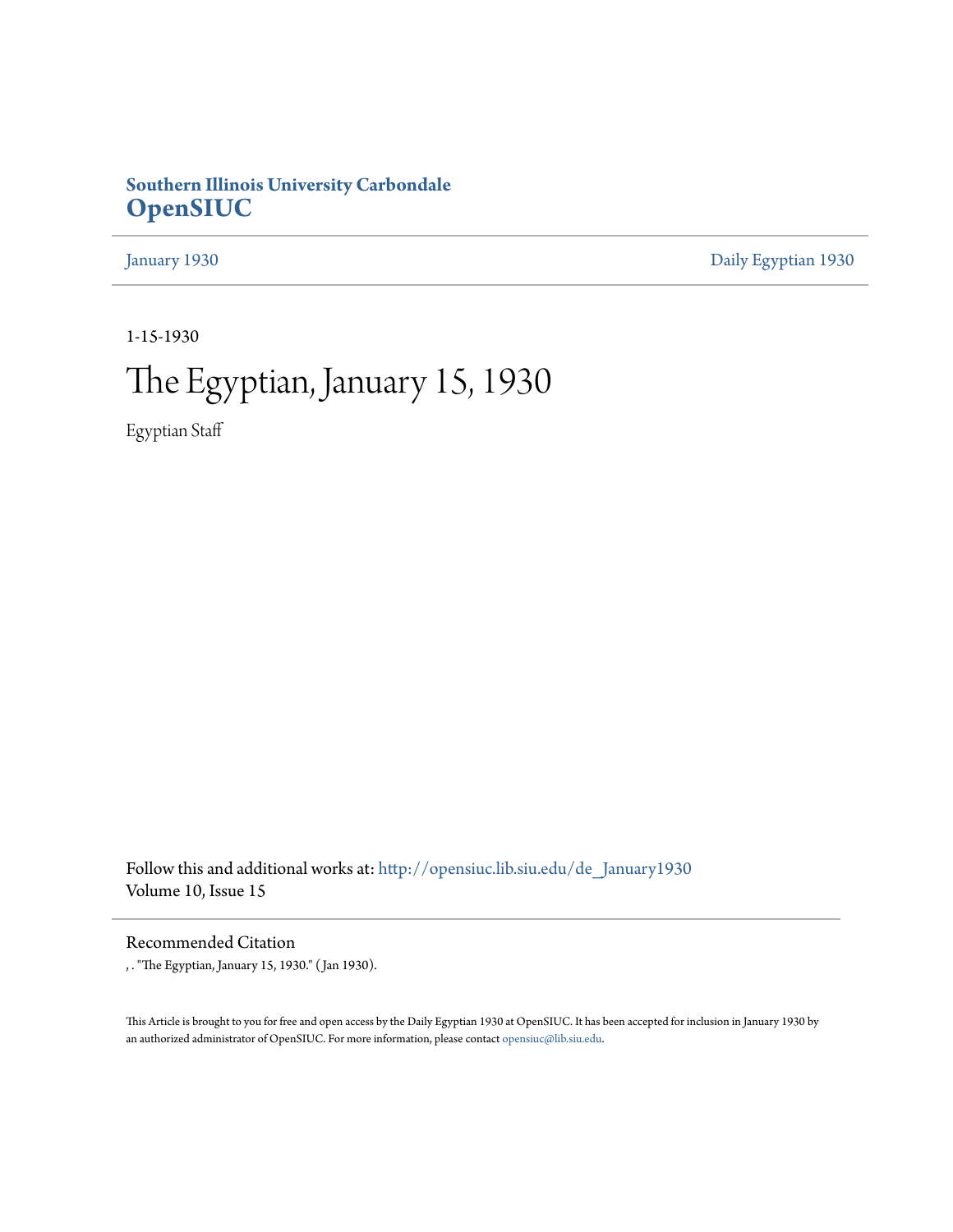# Southern Illinois University Carbondale
# OpenSIUC

January 1930 | Daily Egyptian 1930

1-15-1930

# The Egyptian, January 15, 1930

Egyptian Staff

Follow this and additional works at: http://opensiuc.lib.siu.edu/de_January1930
Volume 10, Issue 15

## Recommended Citation

, . "The Egyptian, January 15, 1930." (Jan 1930).

This Article is brought to you for free and open access by the Daily Egyptian 1930 at OpenSIUC. It has been accepted for inclusion in January 1930 by an authorized administrator of OpenSIUC. For more information, please contact opensiuc@lib.siu.edu.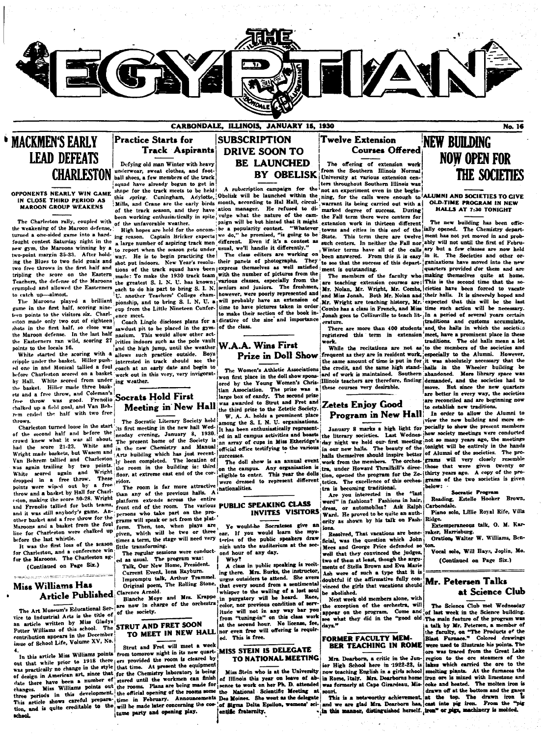# THE EGYPTIAN

CARBONDALE, ILLINOIS, JANUARY 15, 1930 — No. 16

## MACKMEN'S EARLY LEAD DEFEATS CHARLESTON

### OPPONENTS NEARLY WIN GAME IN CLOSE THIRD PERIOD AS MAROON GROUP WEAKENS

The Charleston rally, coupled with the weakening of the Maroon defense, turned a one-sided game into a hard-fought contest Saturday night in the new gym, the Maroons winning by a two-point margin 35-33. After holding the Blues to two field goals and two free throws in the first half and tripling the score on the Eastern Teachers, the defense of the Maroons crumpled and allowed the Easterners to catch up—almost.

The Maroons played a brilliant game in the first half, scoring nineteen points to the visitors six. Charleston made only two out of eighteen shots in the first half, so close was the Maroon defense. In the last half the Easterners ran wild, scoring 27 points to the locals 16.

White started the scoring with a cripple under the basket. Hiller pushed one in and Monical tallied a foul before Charleston scored on a basket by Hall. White scored from under the basket. Hiller made three baskets and a free throw, and Coleman's free throw was good. Frenolio chalked up a field goal, and Van Behrem ended the half with two free throws.

Charleston turned loose in the start of the second half and before the crowd knew what it was all about, had the score 21-23. White and Wright made baskets, but Wasem and Van Behrem tallied and Charleston was again trailing by two points. White scored again and Wright dropped in a free throw. These points were wiped out by a free throw and a basket by Hall for Charleston, making the score 30-28. Wright and Frenolio tallied for both teams, and it was still anybody's game. Another basket and a free throw for the Maroons and a basket from the foul line for Charleston were chalked up before the last whistle.

It was the first loss of the season for Charleston, and a conference win for the Maroons. The Charleston ag-

(Continued on Page Six.)

## Miss Williams Has Article Published

The Art Museum's Educational Service to Industrial Arts is the title of an article written by Miss Gladys Potter Williams of this school. The contribution appears in the December issue of School Life, Volume XV, No. 4.

In this article Miss Williams points out that while prior to 1918 there was practically no change in the style of design in American art, since that date there have been a number of changes. Miss Williams points out three periods in this development. This article shows careful preparation, and is quite creditable to the school.

## Practice Starts for Track Aspirants

Defying old man Winter with heavy underwear, sweat clothes, and football shoes, a few members of the track squad have already begun to get in shape for the track meets to be held this spring. Cuningham, Adylotte, Mills, and Crane are the early birds of the track season, and they have been working enthusiastically in spite of the unfavorable weather.

High hopes are held for the oncoming season. Captain Bricker expects a large number of aspiring track men to report when the season gets under way. He is to begin practicing the shot put indoors. New Year's resolutions of the track squad have been made: To make the 1930 track team the greatest S. I. N. U. has known; each to do his part to bring S. I. N. U. another Teachers' College championship, and to bring S. I. N. U. a cup from the Little Nineteen Conference meet.

Coach Lingle discloses plans for a sawdust pit to be placed in the gymnasium. This would allow other activities indoors such as the pole vault and the high jump, until the weather allows such practice outside. Boys interested in track should see the coach at an early date and begin to work out in this very, very invigorating weather.

## Socrats Hold First Meeting in New Hall

The Socratic Literary Society held its first meeting in the new hall Wednesday evening, January 8, 1930. The present home of the Society is in the new Chemistry and Manual Arts building which has just recently been completed. The location of the room in the building is: third floor, at extreme east end of the corridor.

The room is far more attractive than any of the previous halls. A platform extends across the entire front end of the room. The various persons who take part on the programs will speak or act from the platform. Then, too, when plays are given, which will be two or three times a term, the stage will need very little transforming.

The regular sessions were conducted as usual. The program was:

Talk, Our New Home, President.
Current Event, Iona Rayburn.
Impromptu talk, Arthur Trammel.
Original poem, The Rolling Stone, Clarence Arnold.

Blanche Moye and Mrs. Krappe are now in charge of the orchestra of the society.

## STRUT AND FRET SOON TO MEET IN NEW HALL

Strut and Fret will meet a week from tomorrow night in its new quarters provided the room is cleared by that time. At present the equipment for the Chemistry laboratory is being stored until the workmen can finish the rooms. Plans are being made for the official opening of the rooms some time in February. Announcements will be made later concerning the costume party and opening play.

## SUBSCRIPTION DRIVE SOON TO BE LAUNCHED BY OBELISK

A subscription campaign for the Obelisk will be launched within the month, according to Hal Hall, circulation manager. He refused to divulge what the nature of the campaign will be but hinted that it might be a popularity contest. "Whatever we do," he promised, "is going to be different. Even if it's a contest as usual, we'll handle it differently."

The class editors are working on their panels of photographs. They express themselves as well satisfied with the number of pictures from the various classes, especially from the seniors and juniors. The freshmen, however, were poorly represented and will probably have an extension of time to have pictures taken in order to make their section of the book indicative of the size and importance of the class.

## W.A.A. Wins First Prize in Doll Show

The Women's Athletic Associations won first place in the doll show sponsored by the Young Women's Christian Association. The prize was a large box of candy. The second prize was awarded to Strut and Fret and the third prize to the Zetetic Society.

W. A. A. holds a prominent place among the S. I. N. U. organizations. It has been enthusiastically represented in all campus activities and boasts an array of cups in Miss Etheridge's official office testifying to the various successes.

The doll show is an annual event on the campus. Any organization is eligible to enter. This year the dolls were dressed to represent different nationalities.

## PUBLIC SPEAKING CLASS INVITES VISITORS

Ye would-be Socrateses give an ear. If you would learn the mysteries of the public speakers draw nigh unto the auditorium at the second hour of any day.

Why?

A class in public speaking is reciting there. Mrs. Burks, the instructor, urges outsiders to attend. She avers that every sound from a sentimental whisper to the wailing of a lost soul in purgatory will be heard. Race, color, nor previous condition of servitude will not in any way bar you from "tuning-in" on this class work at the second hour. No license, fee, nor even free will offering is required. This is free.

## MISS STEIN IS DELEGATE TO NATIONAL MEETING

Miss Stein who is at the University of Illinois this year on leave of absence to work on her Ph. D. attended the National Scientific Meeting at Des Moines. She went as the delegate of Sigma Delta Epsilon, womens' scientific fraternity.

## Twelve Extension Courses Offered

The offering of extension work from the Southern Illinois Normal University at various extension centers throughout Southern Illinois was not an experiment even in the beginning, for the calls were enough to warrant its being carried out with a marked degree of success. During the Fall term there were centers for extension work in thirteen different towns and cities in this end of the State. This term there are twelve such centers. In neither the Fall nor Winter terms have all of the calls been answered. From this it is easy to see that the success of this department is outstanding.

The members of the faculty who are teaching extension courses are: Mr. Nolan, Mr. Wright, Mr. Combs, and Miss Jonah. Both Mr. Nolan and Mr. Wright are teaching history, Mr. Combs has a class in French, and Miss Jonah goes to Collinsville to teach literature.

There are more than 400 students registered this term in extension work.

While the recitations are not as frequent as they are in resident work, the same amount of time is put in for the credit, and the same high standard of work is maintained. Southern Illinois teachers are therefore, finding these courses very desirable.

## Zetets Enjoy Good Program in New Hall

January 8 marks a high light for the literary societies. Last Wednesday night we held our first meeting in our new halls. The beauty of the halls themselves should inspire better work from the members. The orchestra, under Howard Thrailkill's direction, opened the program for the Zetetics. The excellence of this orchestra is becoming traditional.

Are you interested in the "last word" in fashions? Fashions in hair, dress, or automobiles? Ask Ralph Ward. He proved to be quite an authority as shown by his talk on Fashions.

Resolved, That vacations are beneficial, was the question which John Mees and George Price defended so well that they convinced the judges, two of them at least, though the arguments of Stella Brown and Eva Marie Ash were of such a type that it is doubtful if the affirmative fully convinced the girls that vacations should be abolished.

Next week old members alone, with the exception of the orchestra, will appear on the program. Come and see what they did in the "good old days."

## FORMER FACULTY MEMBER TEACHING IN ROME

Mrs. Dearborn, a critic in the Junior High School here in 1922-23, is now teaching English in a girls school in Rome, Italy. Mrs. Dearborns home was formerly at Cape Girardeau, Missouri.

This is a noteworthy achievement, and we are glad Mrs. Dearborn has, in this manner, distinguished herself.

## NEW BUILDING NOW OPEN FOR THE SOCIETIES

### ALUMNI AND SOCIETIES TO GIVE OLD-TIME PROGRAM IN NEW HALLS AT 7:30 TONIGHT

The new building has been officially opened. The Chemistry department has not yet moved in and probably will not until the first of February but a few classes are now held in it. The Societies and other organizations have moved into the new quarters provided for them and are making themselves quite at home. This is the second time that the societies have been forced to vacate their halls. It is sincerely hoped and expected that this will be the last time such action will be necessary. In a period of several years certain traditions and customs accumulate, and the halls in which the societies meet, have a prominent place in these traditions. The old halls mean a lot to the members of the societies and especially to the Alumni. However, it was absolutely necessary that the halls in the Wheeler building be abandoned. More library space was demanded, and the societies had to move. But since the new quarters are better in every way, the societies are reconciled and are beginning now to establish new traditions.

In order to allow the Alumni to view the new building and more especially to show the present members how society meetings were conducted not so many years ago, the meetings tonight will be entirely in the hands of Alumni of the societies. The programs will very closely resemble those that were given twenty or thirty years ago. A copy of the programs of the two societies is given below:

**Socratic Program**

Reading, Estelle Hooker Brown, Carbondale.

Piano solo, Lillie Royal Rife, Villa Ridge.

Extemperaneous talk, O. M. Karraker, Harrisburg.

Oration, Walter W. Williams, Benton.

Vocal solo, Will Hays, Joplin, Mo.

(Continued on Page Six.)

## Mr. Petersen Talks at Science Club

The Science Club met Wednesday of last week in the Science building. The main feature of the program was a talk by Mr. Petersen, a member of the faculty, on "The Products of the Blast Furnace." Colored drawings were used to illustrate his points. The ore was traced from the Great Lake region to the ore steamers of the lakes which carried the ore to the smelting plants. At the furnaces the iron ore is mixed with limestone and coke and heated. The molten iron is drawn off at the bottom and the gases at the top. The drawn iron is cast into pig iron. From the "pig iron" or pigs, machinery is molded.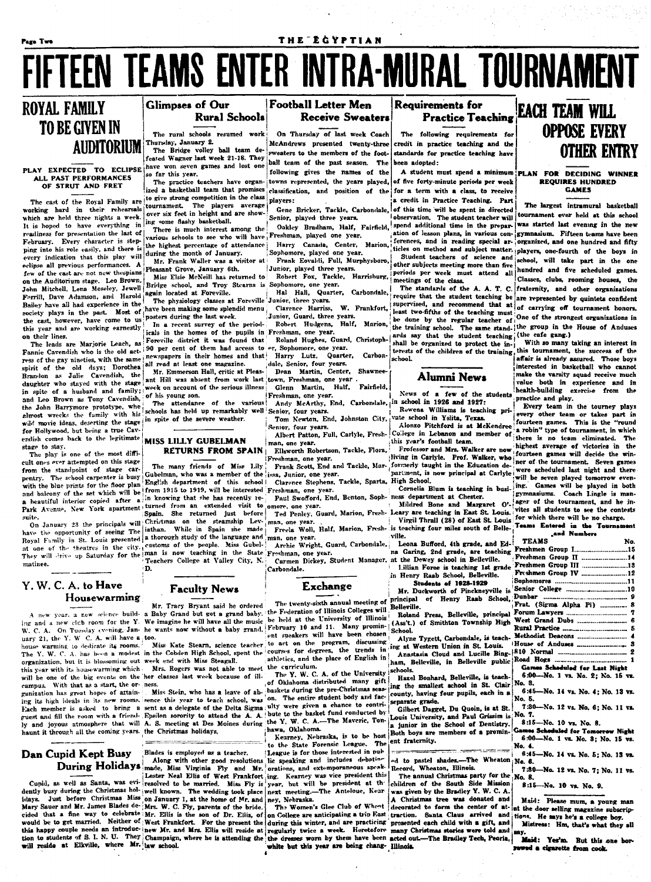# FIFTEEN TEAMS ENTER INTRA-MURAL TOURNAMENT

## ROYAL FAMILY TO BE GIVEN IN AUDITORIUM

### PLAY EXPECTED TO ECLIPSE ALL PAST PERFORMANCES OF STRUT AND FRET

The cast of the Royal Family are working hard in their rehearsals which are held three nights a week. It is hoped to have everything in readiness for presentation the last of February. Every character is stepping into his role easily, and there is every indication that this play will eclipse all previous performances. A few of the cast are not new thespians on the Auditorium stage. Leo Brown, John Mitchell, Lena Moseley, Jewell Ferrill, Dave Adamson, and Harold Bailey have all had experience in the society plays in the past. Most of the cast, however, have come to us this year and are working earnestly on their lines.

The leads are Marjorie Leach, as Fannie Cavendish who is the old actress of the gay nineties, with the same spirit of the old days; Dorothea Brandon as Julie Cavendish, the daughter who stayed with the stage in spite of a husband and family; and Leo Brown as Tony Cavendish, the John Barrymore prototype, who almost wrecks the family with his wild movie ideas, deserting the stage for Hollywood, but being a true Cavendish comes back to the legitimate stage to stay.

The play is one of the most difficult ones ever attempted on this stage from the standpoint of stage carpentry. The school carpenter is busy with the blue prints for the floor plan and balcony of the set which will be a beautiful interior copied after a Park Avenue, New York apartment suite.

On January 23 the principals will have the opportunity of seeing The Royal Family in St. Louis presented at one of the theatres in the city. They will drive up Saturday for the matinee.

## Y. W. C. A. to Have Housewarming

A new year, a new science building and a new club room for the Y. W. C. A. On Tuesday evening, January 21, the Y. W. C. A. will have a house warming to dedicate its rooms. The Y. W. C. A. has been a modest organization, but it is blossoming out this year with its house-warming which will be one of the big events on the campus. With that as a start, the organization has great hopes of attaining its high ideals in its new rooms. Each member is asked to bring a guest and fill the room with a friendly and joyous atmosphere that will haunt it through all the coming years.

## Dan Cupid Kept Busy During Holidays

Cupid, as well as Santa, was evidently busy during the Christmas holidays. Just before Christmas Miss Mary Sauer and Mr. James Blades decided that a fine way to celebrate would be to get married. Neither of this happy couple needs an introduction to students of S. I. N. U. They will reside at Elkville, where Mr. Blades is employed as a teacher.

Along with other good resolutions made, Miss Virginia Fly and Mr. Lester Neal Ellis of West Frankfort resolved to be married. Miss Fly is well known. The wedding took place on January 1, at the home of Mr. and Mrs. W. C. Fly, parents of the bride. Mr. Ellis is the son of Dr. Ellis, of West Frankfort. For the present the new Mr. and Mrs. Ellis will reside at Champaign, where he is attending the law school.

## Glimpses of Our Rural Schools

The rural schools resumed work Thursday, January 2.

The Bridge volley ball team defeated Wagner last week 21-18. They have won seven games and lost one so far this year.

The practice teachers have organized a basketball team that promises to give strong competition in the class tournament. The players average over six feet in height and are showing some flashy basketball.

There is much interest among the various schools to see who will have the highest percentage of attendance during the month of January.

Mr. Frank Waller was a visitor at Pleasant Grove, January 6th.

Miss Elsie McNeill has returned to Bridge school, and Troy Stearns is again located at Foreville.

The physiology classes at Foreville have been making some splendid menu posters during the last week.

In a recent survey of the periodicals in the homes of the pupils in Foreville district it was found that 90 per cent of them had access to newspapers in their homes and that all read at least one magazine.

Mr. Emmerson Hall, critic at Pleasant Hill was absent from work last week on account of the serious illness of his young son.

The attendance of the various schools has held up remarkably well in spite of the severe weather.

## MISS LILLY GUBELMAN RETURNS FROM SPAIN

The many friends of Miss Lily Gubelman, who was a member of the English department of this school from 1915 to 1919, will be interested in knowing that she has recently returned from an extended visit to Spain. She returned just before Christmas on the steamship Leviathan. While in Spain she made a thorough study of the language and customs of the people. Miss Gubelman is now teaching in the State Teachers College at Valley City, N. D.

## Faculty News

Mr. Tracy Bryant said he ordered a Baby Grand but got a grand baby. We imagine he will have all the music he wants now without a baby grand, too.

Miss Kate Stearn, science teacher in the Cobden High School, spent the week end with Miss Steagall.

Mrs. Rogers was not able to meet her classes last week because of illness.

Miss Stein, who has a leave of absence this year to teach school, was sent as a delegate of the Delta Sigma Epsilon sorority to attend the A. A. A. S. meeting at Des Moines during the Christmas holidays.

## Football Letter Men Receive Sweaters

On Thursday of last week Coach McAndrews presented twenty-three sweaters to the members of the football team of the past season. The following gives the names of the towns represented, the years played, classification, and position of the players:

Gene Bricker, Tackle, Carbondale, Senior, played three years.

Oakley Bradham, Half, Fairfield, Freshman, played one year.

Harry Canada, Center, Marion, Sophomore, played one year.

Frank Eovaldi, Full, Murphysboro, Junior, played three years.

Robert Fox, Tackle, Harrisburg, Sophomore, one year.

Hal Hall, Quarter, Carbondale, Junior, three years.

Clarence Harriss, W. Frankfort, Junior, Guard, three years.

Robert Hudgens, Half, Marion, Freshman, one year.

Roland Hughes, Guard, Christopher, Sophomore, one year.

Harry Lutz, Quarter, Carbondale, Senior, four years.

Dean Martin, Center, Shawneetown, Freshman, one year.

Glenn Martin, Half, Fairfield, Freshman, one year.

Andy McArthy, End, Carbondale, Senior, four years.

Tom Newton, End, Johnston City, Senior, four years.

Albert Patton, Full, Carlyle, Freshman, one year.

Ellsworth Robertson, Tackle, Flora, Freshman, one year.

Frank Scott, End and Tackle, Marissa, Junior, one year.

Clarence Stephens, Tackle, Sparta, Freshman, one year.

Paul Swofford, End, Benton, Sophomore, one year.

Ted Penley, Guard, Marion, Freshman, one year.

Freela Woll, Half, Marion, Freshman, one year.

Archie Wright, Guard, Carbondale, Freshman, one year.

Carmen Dickey, Student Manager, Carbondale.

## Exchange

The twenty-sixth annual meeting of the Federation of Illinois Colleges will be held at the University of Illinois February 10 and 11. Many prominent speakers will have been chosen to act on the program, discussing courses for degrees, the trends in athletics, and the place of English in the curriculum.

The Y. W. C. A. of the University of Oklahoma distributed many gift baskets during the pre-Christmas season. The entire student body and faculty were given a chance to contribute to the basket fund conducted by the Y. W. C. A.—The Maveric, Tonhawa, Oklahoma.

Kearney, Nebraska, is to be host to the State Forensic League. The League is for those interested in public speaking and includes debating, orations, and extemporaneous speaking. Kearney was vice president this year, but will be president at the next meeting.—The Antelope, Kearney, Nebraska.

The Women's Glee Club of Wheaton College are anticipating a trip East during this winter, and are practicing regularly twice a week. Heretofore the dresses worn by them have been white but this year are being changed to pastel shades.—The Wheaton Record, Wheaton, Illinois.

The annual Christmas party for the children of the South Side Mission was given by the Bradley Y. W. C. A. A Christmas tree was donated and decorated to form the center of attraction. Santa Claus arrived and presented each child with a gift, and many Christmas stories were told and acted out.—The Bradley Tech, Peoria, Illinois.

## Requirements for Practice Teaching

The following requirements for credit in practice teaching and the standards for practice teaching have been adopted:

A student must spend a minimum of five forty-minute periods per week for a term with a class, to receive a credit in Practice Teaching. Part of this time will be spent in directed observation. The student teacher will spend additional time in the preparation of lesson plans, in various conferences, and in reading special articles on method and subject matter.

Student teachers of science and other subjects meeting more than five periods per week must attend all meetings of the class.

The standards of the A. A. T. C. require that the student teaching be supervised, and recommend that at least two-fifths of the teaching must be done by the regular teacher of the training school. The same standards say that the student teaching shall be organized to protect the interests of the children of the training school.

## Alumni News

News of a few of the students in school in 1926 and 1927:

Rowena Williams is teaching private school in Yslita, Texas.

Alonzo Pitchford is at McKendree College in Lebanon and member of this year's football team.

Professor and Mrs. Walker are now living in Carlyle. Prof. Walker, who formerly taught in the Education department, is now principal at Carlyle High School.

Cornelia Blum is teaching in business department at Chester.

Mildred Bone and Margaret O'Leary are teaching in East St. Louis.

Virgil Thrall (28) of East St. Louis is teaching four miles south of Belleville.

Leona Bufford, 4th grade, and Edna Garing, 2nd grade, are teaching at the Dewey school in Belleville.

Lillian Forse is teaching 1st grade in Henry Raab School, Belleville.

**Students of 1928-1929**

Mr. Duckworth of Pinckneyville is principal of Henry Raab School, Belleville.

Roland Press, Belleville, principal (Ass't.) of Smithton Township High School.

Alyne Tygett, Carbondale, is teaching at Western Union in St. Louis.

Anastasia Cloud and Lucille Bingham, Belleville, in Belleville public schools.

Hazel Bonhard, Belleville, is teaching the smallest school in St. Clair county, having four pupils, each in a separate grade.

Gilbert Dagget, Du Quoin, is at St. Louis University, and Paul Grissim is a junior in the School of Dentistry. Both boys are members of a prominent fraternity.

## EACH TEAM WILL OPPOSE EVERY OTHER ENTRY

### PLAN FOR DECIDING WINNER REQUIRES HUNDRED GAMES

The largest intramural basketball tournament ever held at this school was started last evening in the new gymnasium. Fifteen teams have been organized, and one hundred and fifty players, one-fourth of the boys in school, will take part in the one hundred and five scheduled games. Classes, clubs, rooming houses, the fraternity, and other organizations are represented by quintets confident of carrying off tournament honors. One of the strongest organizations in the group in the House of Anduses (the cafe gang.)

With so many taking an interest in this tournament, the success of the affair is already assured. Those boys interested in basketball who cannot make the varsity squad receive much value both in experience and in health-building exercise from the practice and play.

Every team in the tourney plays every other team or takes part in fourteen games. This is the "round a robin" type of tournament, in which there is no team eliminated. The highest average of victories in the fourteen games will decide the winner of the tournament. Seven games were scheduled last night and there will be seven played tomorrow evening. Games will be played in both gymnasiums. Coach Lingle is manager of the tournament, and he invites all students to see the contests for which there will be no charge.

**Teams Entered in the Tournament and Numbers**

| TEAMS | No. |
|---|---|
| Freshmen Group I | 15 |
| Freshmen Group II | 14 |
| Freshmen Group III | 13 |
| Freshmen Group IV | 12 |
| Sophomores | 11 |
| Senior College | 10 |
| Dunbar | 9 |
| Frat. (Sigma Alpha Pi) | 8 |
| Forum Lawyers | 7 |
| West Grand Dubs | 6 |
| Rural Practice | 5 |
| Methodist Deacons | 4 |
| House of Anduses | 3 |
| 810 Normal | 2 |
| Road Hogs | 1 |

**Games Scheduled for Last Night**

6:00—No. 1 vs. No. 2; No. 15 vs. No. 3.

6:45—No. 14 vs. No. 4; No. 13 vs. No. 5.

7:30—No. 12 vs. No. 6; No. 11 vs. No. 7.

8:15—No. 10 vs. No. 8.

**Games Scheduled for Tomorrow Night**

6:00—No. 1 vs. No. 3; No. 15 vs. No. 4.

6:45—No. 14 vs. No. 5; No. 13 vs. No. 6.

7:30—No. 12 vs. No. 7; No. 11 vs. No. 8.

8:15—No. 10 vs. No. 9.

Maid: Please mum, a young man at the door selling magazine subscriptions. He says he's a college boy.

Mistress: Hm, that's what they all say.

Maid: Yes'm. But this one borrowed a cigarette from cook.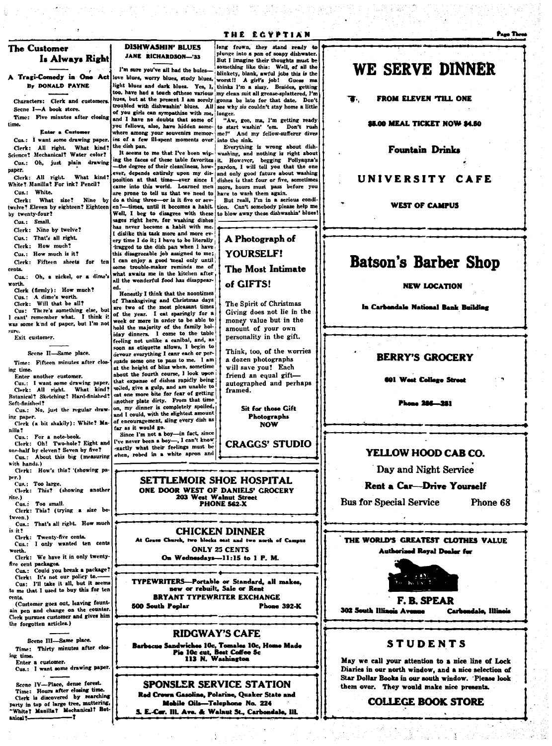## The Customer Is Always Right

### A Tragi-Comedy in One Act

By DONALD PAYNE

Characters: Clerk and customers.

Scene I—A book store.

Time: Five minutes after closing time.

Enter a Customer

Cus.: I want some drawing paper.

Clerk: All right. What kind? Science? Mechanical? Water color?

Cus.: Oh, just plain drawing paper.

Clerk: All right. What kind? White? Manilla? For ink? Pencil?

Cus.: White.

Clerk: What size? Nine by twelve? Eleven by eighteen? Eighteen by twenty-four?

Cus.: Small.

Clerk: Nine by twelve?

Cus.: That's all right.

Clerk: How much?

Cus.: How much is it?

Clerk: Fifteen sheets for ten cents.

Cus.: Oh, a nickel, or a dime's worth.

Clerk (firmly): How much?

Cus.: A dime's worth.

Clerk: Will that be all?

Cus: There's something else, but I cant' remember what. I think it was some kind of paper, but I'm not sure.

Exit customer.

Scene II—Same place.

Time: Fifteen minutes after closing time.

Enter another customer.

Cus.: I want some drawing paper.

Clerk: All right. What kind? Botanical? Sketching? Hard-finished? Soft-finished?

Cus.: No, just the regular drawing paper.

Clerk (a bit shakily): White? Manilla?

Cus.: For a note-book.

Clerk: Oh! Two-hole? Eight and one-half by eleven? Seven by five?

Cus.: About this big (measuring with hands.)

Clerk: How's this? (showing paper.)

Cus.: Too large.

Clerk: This? (showing another size.)

Cus.: Too small.

Clerk: This? (trying a size between.)

Cus.: That's all right. How much is it?

Clerk: Twenty-five cents.

Cus.: I only wanted ten cents worth.

Clerk: We have it in only twenty-five cent packages.

Cus.: Could you break a package?

Clerk: It's not our policy to.——

Cus: I'll take it all, but it seems to me that I used to buy this for ten cents.

(Customer goes out, leaving fountain pen and change on the counter. Clerk pursues customer and gives him the forgotten articles.)

Scene III—Same place.

Time: Thirty minutes after closing time.

Enter a customer.

Cus.: I want some drawing paper.

Scene IV—Place, dense forest.

Time: Hours after closing time.

Clerk is discovered by searching party in top of large tree, muttering, "White? Manilla? Mechanical? Botanical?————?

## DISHWASHIN' BLUES

JANE RICHARDSON—'33

I'm sure you've all had the blues—love blues, worry blues, study blues, light blues and dark blues. Yes, I, too, have had a touch ofthese various hues, but at the present I am sorely troubled with dishwashin' blues. All of you girls can sympathize with me, and I have no doubts that some of you fellows, also, have hidden somewhere among your souvenirs memories of a few ill-spent moments over the dish pan.

It seems to me that I've been wiping the faces of these table favorites—the degree of their cleanliness, however, depends entirely upon my disposition at that time—ever since I came into this world. Learned men are prone to tell us that we need to do a thing three—or is it five or seven?—times, until it becomes a habit. Well, I beg to disagree with these sages right here, for washing dishes has never become a habit with me. I dislike this task more and more every time I do it; I have to be literally dragged to the dish pan when I have this disagreeable job assigned to me; I can enjoy a good meal only until some trouble-maker reminds me of what awaits me in the kitchen after all the wonderful food has disappeared.

Honestly I think that the noontimes of Thanksgiving and Christmas days are two of the most pleasant times of the year. I eat sparingly for a week or more in order to be able to hold the majority of the family holiday dinners. I come to the table feeling not unlike a canibal, and, as soon as etiquette allows, I begin to devour everything I canr each or persuade some one to pass to me. I am at the height of bliss when, sometime about the fourth course, I look upon that expanse of dishes rapidly being soiled, give a gulp, and am unable to eat one more bite for fear of getting another plate dirty. From that time on, my dinner is completely spoiled, and I could, with the slightest amount of encouragement, sling every dish as far as it would go.

Since I'm not a boy—in fact, since I've never been a boy—, I can't know exactly what their feelings must be when, robed in a white apron and long frown, they stand ready to plunge into a pan of soapy dishwater. But I imagine their thoughts must be something like this: Well, of all the blinkety, blank, awful jobs this is the worst!! A girl's job! Guess ma thinks I'm a sissy. Besides, getting my clean suit all grease-splattered, I'm gonna be late for that date. Don't see why sis couldn't stay home a little longer.

"Aw, gee, ma, I'm getting ready to start washin' 'em. Don't rush me!" And my fellow-sufferer dives into the sink.

Everything is wrong about dishwashing, and nothing is right about it. However, begging Pollyanna's pardon, I will tell you that the one and only good fature about washing dishes is that four or five, sometimes more, hours must pass before you have to wash them again.

But reall, I'm in a serious condition. Can't somebody please help me to blow away these dishwashin' blues!

---

**A Photograph of YOURSELF! The Most Intimate of GIFTS!**

The Spirit of Christmas Giving does not lie in the money value but in the amount of your own personality in the gift.

Think, too, of the worries a dozen photographs will save you! Each friend an equal gift—autographed and perhaps framed.

**Sit for those Gift Photographs NOW**

**CRAGGS' STUDIO**

---

**SETTLEMOIR SHOE HOSPITAL**

ONE DOOR WEST OF DANIELS' GROCERY
203 West Walnut Street
PHONE 562-X

---

**CHICKEN DINNER**

At Grace Church, two blocks east and two north of Campus

ONLY 25 CENTS

On Wednesdays—11:15 to 1 P. M.

---

**TYPEWRITERS**—Portable or Standard, all makes, new or rebuilt, Sale or Rent

BRYANT TYPEWRITER EXCHANGE

500 South Poplar — Phone 392-K

---

**RIDGWAY'S CAFE**

Barbecue Sandwiches 10c, Tomales 10c, Home Made Pie 10c cut, Best Coffee 5c

113 N. Washington

---

**SPONSLER SERVICE STATION**

Red Crown Gasoline, Polarine, Quaker State and Mobile Oils—Telephone No. 224

S. E.-Cor. Ill. Ave. & Walnut St., Carbondale, Ill.

---

**WE SERVE DINNER**

FROM ELEVEN 'TILL ONE

$5.00 MEAL TICKET NOW $4.50

Fountain Drinks

**UNIVERSITY CAFE**

WEST OF CAMPUS

---

**Batson's Barber Shop**

NEW LOCATION

In Carbondale National Bank Building

---

**BERRY'S GROCERY**

601 West College Street

Phone 286—281

---

**YELLOW HOOD CAB CO.**

Day and Night Service

Rent a Car—Drive Yourself

Bus for Special Service — Phone 68

---

THE WORLD'S GREATEST CLOTHES VALUE

Authorized Royal Dealer for

**F. B. SPEAR**

302 South Illinois Avenue — Carbondale, Illinois

---

**STUDENTS**

May we call your attention to a nice line of Lock Diaries in our north window, and a nice selection of Star Dollar Books in our south window. Please look them over. They would make nice presents.

**COLLEGE BOOK STORE**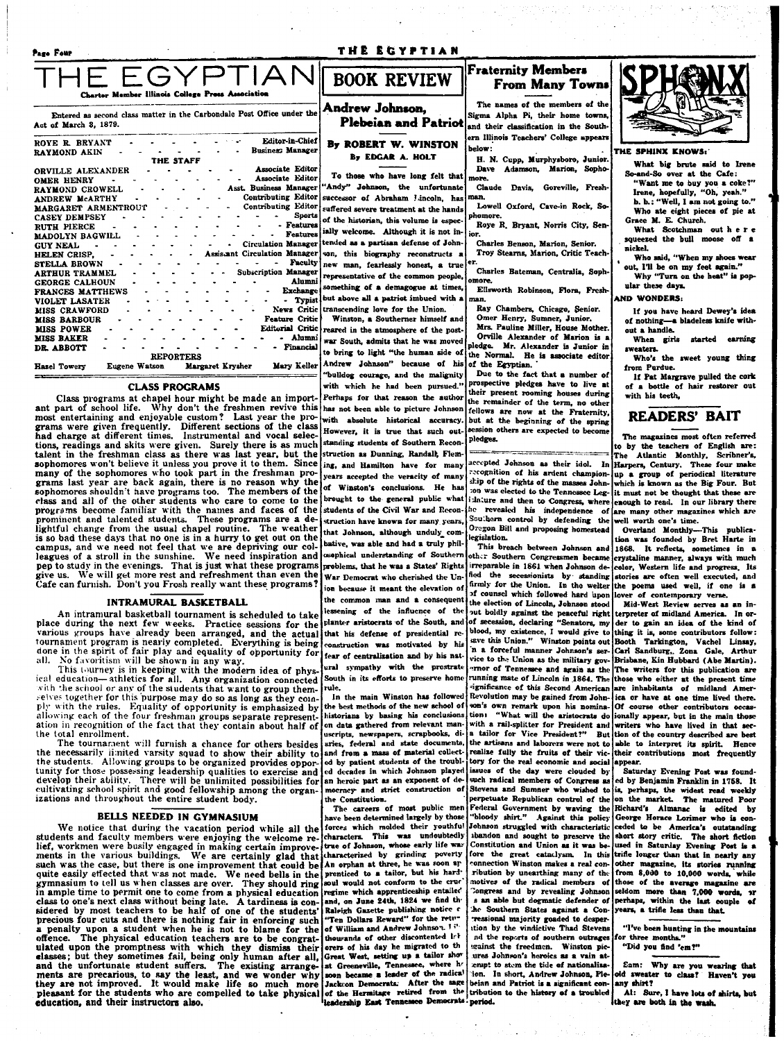# THE EGYPTIAN

Charter Member Illinois College Press Association

Entered as second class matter in the Carbondale Post Office under the Act of March 3, 1879.

| | |
|---|---|
| ROYE R. BRYANT | Editor-in-Chief |
| RAYMOND AKIN | Business Manager |

THE STAFF

| | |
|---|---|
| ORVILLE ALEXANDER | Associate Editor |
| OMER HENRY | Associate Editor |
| RAYMOND CROWELL | Asst. Business Manager |
| ANDREW McARTHY | Contributing Editor |
| MARGARET ARMENTROUT | Contributing Editor |
| CASEY DEMPSEY | Sports |
| RUTH PIERCE | Features |
| MADOLYN BAGWILL | Features |
| GUY NEAL | Circulation Manager |
| HELEN CRISP, | Assistant Circulation Manager |
| STELLA BROWN | Faculty |
| ARTHUR TRAMMEL | Subscription Manager |
| GEORGE CALHOUN | Alumni |
| FRANCES MATTHEWS | Exchange |
| VIOLET LASATER | Typist |
| MISS CRAWFORD | News Critic |
| MISS BARBOUR | Feature Critic |
| MISS POWER | Editorial Critic |
| MISS BAKER | Alumni |
| DR. ABBOTT | Financial |

REPORTERS

Hazel Towery Eugene Watson Margaret Krysher Mary Keller

## CLASS PROGRAMS

Class programs at chapel hour might be made an important part of school life. Why don't the freshmen revive this most entertaining and enjoyable custom? Last year the programs were given frequently. Different sections of the class had charge at different times. Instrumental and vocal selections, readings and skits were given. Surely there is as much talent in the freshman class as there was last year, but the sophomores won't believe it unless you prove it to them. Since many of the sophomores who took part in the freshman programs last year are back again, there is no reason why the sophomores shouldn't have programs too. The members of the class and all of the other students who care to come to the programs become familiar with the names and faces of the prominent and talented students. These programs are a delightful change from the usual chapel routine. The weather is so bad these days that no one is in a hurry to get out on the campus, and we need not feel that we are depriving our colleagues of a stroll in the sunshine. We need inspiration and pep to study in the evenings. That is just what these programs give us. We will get more rest and refreshment than even the Cafe can furnish. Don't you Frosh really want these programs?

## INTRAMURAL BASKETBALL

An intramural basketball tournament is scheduled to take place during the next few weeks. Practice sessions for the various groups have already been arranged, and the actual tournament program is nearly completed. Everything is being done in the spirit of fair play and equality of opportunity for all. No favoritism will be shown in any way.

This tourney is in keeping with the modern idea of physical education—athletics for all. Any organization connected with the school or any of the students that want to group themselves together for this purpose may do so as long as they comply with the rules. Equality of opportunity is emphasized by allowing each of the four freshman groups separate representation in recognition of the fact that they contain about half of the total enrollment.

The tournament will furnish a chance for others besides the necessarily limited varsity squad to show their ability to the students. Allowing groups to be organized provides opportunity for those possessing leadership qualities to exercise and develop their ability. There will be unlimited possibilities for cultivating school spirit and good fellowship among the organizations and throughout the entire student body.

## BELLS NEEDED IN GYMNASIUM

We notice that during the vacation period while all the students and faculty members were enjoying the welcome relief, workmen were busily engaged in making certain improvements in the various buildings. We are certainly glad that such was the case, but there is one improvement that could be quite easily effected that was not made. We need bells in the gymnasium to tell us when classes are over. They should ring in ample time to permit one to come from a physical education class to one's next class without being late. A tardiness is considered by most teachers to be half of one of the students' precious four cuts and there is nothing fair in enforcing such a penalty upon a student when he is not to blame for the offence. The physical education teachers are to be congratulated upon the promptness with which they dismiss their classes; but they sometimes fail, being only human after all, and the unfortunate student suffers. The existing arrangements are precarious, to say the least, and we wonder why they are not improved. It would make life so much more pleasant for the students who are compelled to take physical education, and their instructors also.

# BOOK REVIEW

## Andrew Johnson, Plebeian and Patriot

### By ROBERT W. WINSTON

By EDGAR A. HOLT

To those who have long felt that "Andy" Johnson, the unfortunate successor of Abraham Lincoln, has suffered severe treatment at the hands of the historian, this volume is especially welcome. Although it is not intended as a partisan defense of Johnson, this biography reconstructs a new man, fearlessly honest, a true representative of the common people, something of a demagogue at times, but above all a patriot imbued with a transcending love for the Union.

Winston, a Southerner himself and reared in the atmosphere of the post-war South, admits that he was moved to bring to light "the human side of Andrew Johnson" because of his "bulldog courage, and the malignity with which he had been pursued." Perhaps for that reason the author has not been able to picture Johnson with absolute historical accuracy. However, it is true that such outstanding students of Southern Reconstruction as Dunning, Randall, Fleming, and Hamilton have for many years accepted the veracity of many of Winston's conclusions. He has brought to the general public what students of the Civil War and Reconstruction have known for many years, that Johnson, although unduly combative, was able and had a truly philosophical understanding of Southern problems, that he was a States' Rights War Democrat who cherished the Union because it meant the elevation of the common man and a consequent lessening of the influence of the planter aristocrats of the South, and that his defense of presidential reconstruction was motivated by his fear of centralization and by his natural sympathy with the prostrate South in its efforts to preserve home rule.

In the main Winston has followed the best methods of the new school of historians by basing his conclusions on data gathered from relevant manuscripts, newspapers, scrapbooks, diaries, federal and state documents, and from a mass of material collected by patient students of the troubled decades in which Johnson played an heroic part as an exponent of democracy and strict construction of the Constitution.

The careers of most public men have been determined largely by those forces which molded their youthful characters. This was undoubtedly true of Johnson, whose early life was characterized by grinding poverty. An orphan at three, he was soon apprenticed to a tailor, but his hardy soul would not conform to the cruel regime which apprenticeship entailed and, on June 24th, 1824 we find the Raleigh Gazette publishing notice of "Ten Dollars Reward" for the return of William and Andrew Johnson. The thousands of other discontented laborers of his day he migrated to the Great West, setting up a tailor shop at Greeneville, Tennessee, where he soon became a leader of the radical Jackson Democrats. After the sage of the Hermitage retired from the leadership East Tennessee Democrats accepted Johnson as their idol. In recognition of his ardent championship of the rights of the masses Johnson was elected to the Tennessee Legislature and then to Congress, where he revealed his independence of Southern control by defending the Oregon Bill and proposing homestead legislation.

This breach between Johnson and other Southern Congressmen became irreparable in 1861 when Johnson defied the secessionists by standing firmly for the Union. In the welter of counsel which followed hard upon the election of Lincoln, Johnson stood out boldly against the peaceful right of secession, declaring "Senators, my blood, my existence, I would give to save this Union." Winston points out in a forceful manner Johnson's service to the Union as the military governor of Tennessee and again as the running mate of Lincoln in 1864. The significance of this Second American Revolution may be gained from Johnson's own remark upon his nomination: "What will the aristocrats do with a rail-splitter for President and a tailor for Vice President?" But the artisans and laborers were not to realize fully the fruits of their victory for the real economic and social issues of the day were clouded by such radical members of Congress as Stevens and Sumner who wished to perpetuate Republican control of the Federal Government by waving the "bloody shirt." Against this policy Johnson struggled with characteristic abandon and sought to preserve the Constitution and Union as it was before the great cataclysm. In this connection Winston makes a real contribution by unearthing many of the motives of the radical members of Congress and by revealing Johnson as an able but dogmatic defender of the Southern States against a Congressional majority goaded to desperation by the vindictive Thad Stevens and the reports of southern outrages against the freedmen. Winston pictures Johnson's heroics as a vain attempt to stem the tide of nationalism. In short, Andrew Johnson, Plebeian and Patriot is a significant contribution to the history of a troubled period.

## Fraternity Members From Many Towns

The names of the members of the Sigma Alpha Pi, their home towns, and their classification in the Southern Illinois Teachers' College appears below:

H. N. Cupp, Murphysboro, Junior.

Dave Adamson, Marion, Sophomore.

Claude Davis, Goreville, Freshman.

Lowell Oxford, Cave-in Rock, Sophomore.

Roye R. Bryant, Norris City, Senior.

Charles Benson, Marion, Senior.

Troy Stearns, Marion, Critic Teacher.

Charles Bateman, Centralia, Sophomore.

Ellsworth Robinson, Flora, Freshman.

Ray Chambers, Chicago, Senior.

Omer Henry, Sumner, Junior.

Mrs. Pauline Miller, House Mother.

Orville Alexander of Marion is a pledge. Mr. Alexander is Junior in the Normal. He is associate editor of the Egyptian.

Due to the fact that a number of prospective pledges have to live at their present rooming houses during the remainder of the term, no other fellows are now at the Fraternity, but at the beginning of the spring session others are expected to become pledges.

# SPHINX

THE SPHINX KNOWS:

What big brute said to Irene So-and-So ever at the Cafe:

"Want me to buy you a coke?"

Irene, hopefully, "Oh, yeah."

b. b.: "Well, I am not going to."

Who ate eight pieces of pie at Grace M. E. Church.

What Scotchman out here squeezed the bull moose off a nickel.

Who said, "When my shoes wear out, I'll be on my feet again."

Why "Turn on the heat" is popular these days.

AND WONDERS:

If you have heard Dewey's idea of nothing—a bladeless knife without a handle.

When girls started earning sweaters.

Who's the sweet young thing from Purdue.

If Pat Margrave pulled the cork of a bottle of hair restorer out with his teeth.

# READERS' BAIT

The magazines most often referred to by the teachers of English are: The Atlantic Monthly, Scribner's, Harpers, Century. These four make up a group of periodical literature which is known as the Big Four. But it must not be thought that these are enough to read. In our library there are many other magazines which are well worth one's time.

Overland Monthly—This publication was founded by Bret Harte in 1868. It reflects, sometimes in a crystaline manner, always with much color, Western life and progress. Its stories are often well executed, and the poems used well, if one is a lover of contemporary verse.

Mid-West Review serves as an interpreter of midland America. In order to gain an idea of the kind of thing it is, some contributors follow: Booth Tarkington, Vachel Linsay, Carl Sandburg, Zona Gale, Arthur Brisbane, Kin Hubbard (Abe Martin). The writers for this publication are those who either at the present time are inhabitants of midland America or have at one time lived there. Of course other contributors occasionally appear, but in the main those writers who have lived in that section of the country described are best able to interpret its spirit. Hence their contributions most frequently appear.

Saturday Evening Post was founded by Benjamin Franklin in 1758. It is, perhaps, the widest read weekly on the market. The matured Poor Richard's Almanac is edited by George Horace Lorimer who is conceded to be America's outstanding short story critic. The short fiction used in Saturday Evening Post is a trifle longer than that in nearly any other magazine, its stories running from 8,000 to 10,000 words, while those of the average magazine are seldom more than 7,000 words, or perhaps, within the last couple of years, a trifle less than that.

"I've been hunting in the mountains for three months."

"Did you find 'em?"

Sam: Why are you wearing that old sweater to class? Haven't you any shirt?

Al: Sure, I have lots of shirts, but they are both in the wash.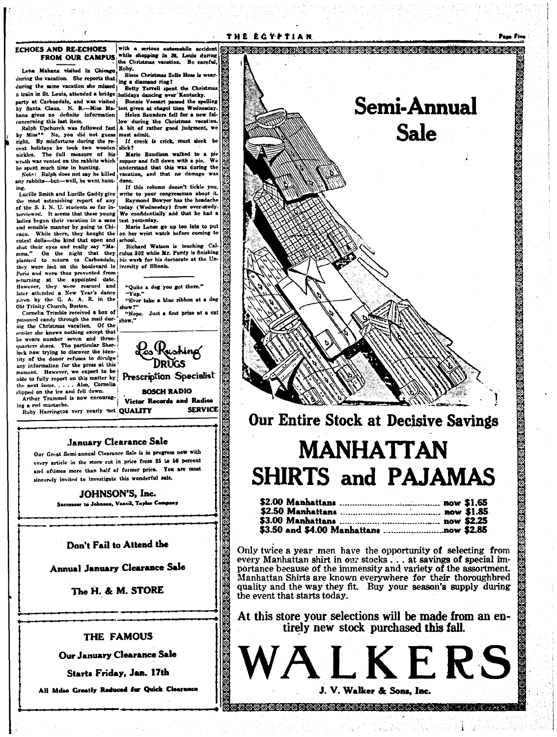## ECHOES AND RE-ECHOES FROM OUR CAMPUS

Lena Mahana visited in Chicago during the vacation. She reports that during the same vacation she missed a train in St. Louis, attended a bridge party at Carbondale, and was visited by Santa Claus. N. B.—Miss Mahana gives no definite information concerning this last item.

Ralph Upchurch was followed fast by Miss** No, you did not guess right. By misfortune during the recent holidays he took two wooden nickles. The full measure of his wrath was vented on the rabbits which he spent much time in hunting.

Note: Ralph does not say he killed any rabbits—but—well, he went hunting.

Lucille Smith and Lucille Gaddy give the most astonishing report of any of the S. I. N. U. students so far interviewed. It seems that these young ladies began their vacation in a sane and sensible manner by going to Chicago. While there, they bought the cutest dolls—the kind that open and shut their eyes and really say "Mamma." On the night that they planned to return to Carbondale, they were lost on the boulevard le Paris and were thus prevented from returning at the appointed date. However, they were rescued and later attended a New Year's dance given by the G. A. A. R. in the Old Trinity Church, Boston.

Cornelia Trimble received a box of poisoned candy through the mail during the Christmas vacation. Of the sender she knows nothing except that he wears number seven and three-quarters shoes. The particular Sherlock now trying to discover the identity of the donor refuses to divulge any information for the press at this moment. However, we expect to be able to fully report on this matter by the next issue. . . . . Also, Cornelia slipped on the ice and fell down.

Arthur Trammel is now encouraging a red mustache.

Ruby Harrington very nearly met with a serious automobile accident while shopping in St. Louis during the Christmas vacation. Be careful, Ruby.

Since Christmas Zella Hess is wearing a diamond ring?

Betty Terrell spent the Christmas holidays dancing over Kentucky.

Bonnie Veesart passed the spelling test given at chapel time Wednesday.

Helen Saunders fell for a new fellow during the Christmas vacation. A bit of rather good judgment, we must admit.

If creek is crick, must sleek be slick?

Marie Baudison walked to a pie supper and fell down with a pie. We understand that this was during the vacation, and that no damage was done.

If this column doesn't tickle you, write to your congressman about it.

Raymond Bowyer has the headache today (Wednesday) from over-study. We confidentially add that he had a test yesterday.

Marie Lense go up too late to put on her wrist watch before coming to school.

Richard Watson is teaching Calculus 302 while Mr. Purdy is finishing his work for his doctorate at the University of Illinois.

---

"Quite a dog you got there."

"Yup."

"Ever take a blue ribbon at a dog show?"

"Nope. Just a first prize at a cat show."

---

**Les Rushing DRUGS**

**Prescription Specialist**

**BOSCH RADIO**

**Victor Records and Radios**

**QUALITY SERVICE**

---

### January Clearance Sale

Our Great Semi-annual Clearance Sale is in progress now with every article in the store cut in price from 25 to 50 percent and oftimes more than half of former price. You are most sincerely invited to investigate this wonderful sale.

**JOHNSON'S, Inc.**

Successor to Johnson, Vancil, Taylor Company

---

### Don't Fail to Attend the

### Annual January Clearance Sale

### The H. & M. STORE

---

### THE FAMOUS

**Our January Clearance Sale**

**Starts Friday, Jan. 17th**

**All Mdse Greatly Reduced for Quick Clearance**

---

# Semi-Annual Sale

## Our Entire Stock at Decisive Savings

# MANHATTAN SHIRTS and PAJAMAS

| | |
|---|---|
| **$2.00 Manhattans** | **now $1.65** |
| **$2.50 Manhattans** | **now $1.85** |
| **$3.00 Manhattans** | **now $2.25** |
| **$3.50 and $4.00 Manhattans** | **now $2.85** |

Only twice a year men have the opportunity of selecting from every Manhattan shirt in our stocks . . . at savings of special importance because of the immensity and variety of the assortment. Manhattan Shirts are known everywhere for their thoroughbred quality and the way they fit. Buy your season's supply during the event that starts today.

**At this store your selections will be made from an entirely new stock purchased this fall.**

# WALKERS

**J. V. Walker & Sons, Inc.**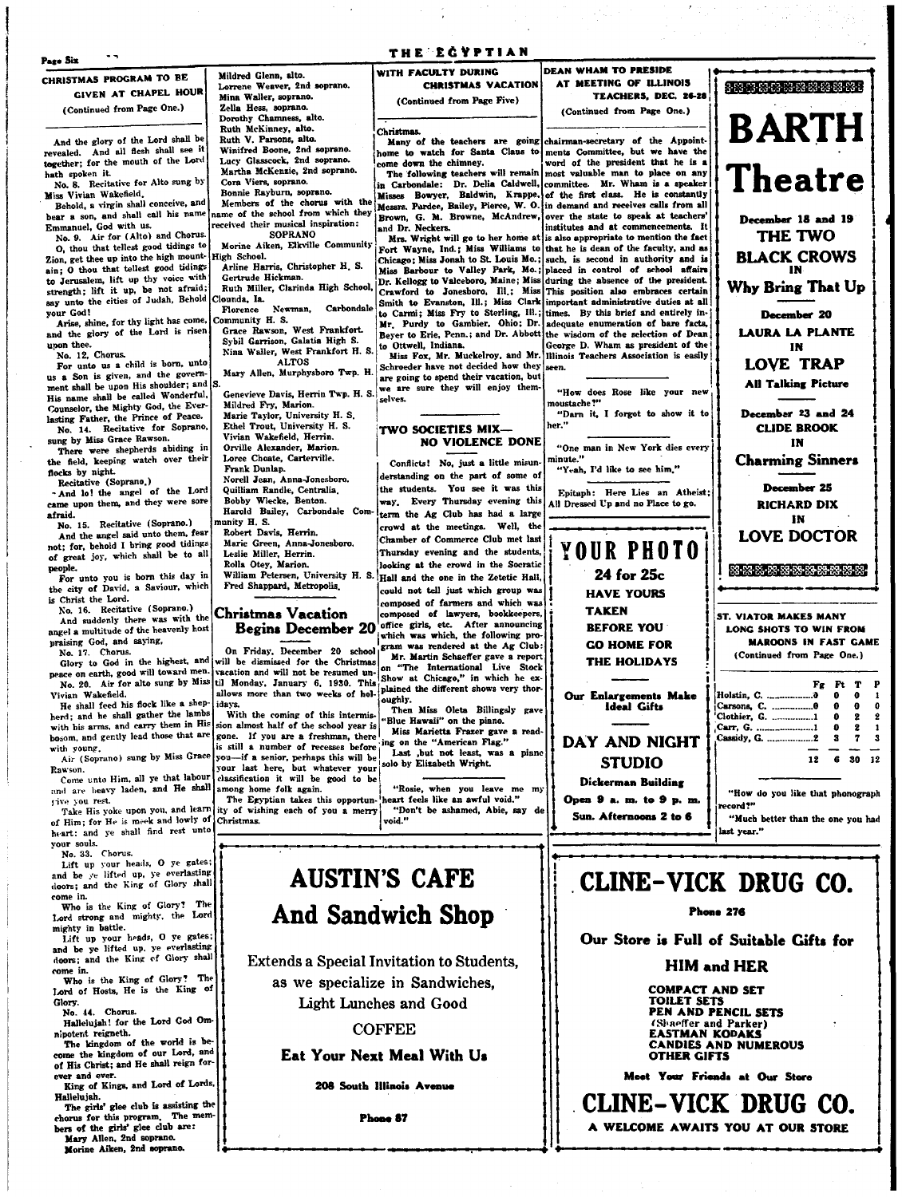## CHRISTMAS PROGRAM TO BE GIVEN AT CHAPEL HOUR

(Continued from Page One.)

And the glory of the Lord shall be revealed. And all flesh shall see it together; for the mouth of the Lord hath spoken it.

No. 8. Recitative for Alto sung by Miss Vivian Wakefield.

Behold, a virgin shall conceive, and bear a son, and shall call his name Emmanuel, God with us.

No. 9. Air for (Alto) and Chorus.

O, thou that tellest good tidings to Zion, get thee up into the high mountain; O thou that tellest good tidings to Jerusalem, lift up thy voice with strength; lift it up, be not afraid; say unto the cities of Judah, Behold your God!

Arise, shine, for thy light has come, and the glory of the Lord is risen upon thee.

No. 12. Chorus.

For unto us a child is born, unto us a Son is given, and the government shall be upon His shoulder; and His name shall be called Wonderful, Counselor, the Mighty God, the Everlasting Father, the Prince of Peace.

No. 14. Recitative for Soprano, sung by Miss Grace Rawson.

There were shepherds abiding in the field, keeping watch over their flocks by night.

Recitative (Soprano.)

-And lo! the angel of the Lord came upon them, and they were sore afraid.

No. 15. Recitative (Soprano.)

And the angel said unto them, fear not; for, behold I bring good tidings of great joy, which shall be to all people.

For unto you is born this day in the city of David, a Saviour, which is Christ the Lord.

No. 16. Recitative (Soprano.)

And suddenly there was with the angel a multitude of the heavenly host praising God, and saying,

No. 17. Chorus.

Glory to God in the highest, and peace on earth, good will toward men.

No. 20. Air for alto sung by Miss Vivian Wakefield.

He shall feed his flock like a shepherd; and he shall gather the lambs with his arms, and carry them in His bosom, and gently lead those that are with young.

Air (Soprano) sung by Miss Grace Rawson.

Come unto Him, all ye that labour and are heavy laden, and He shall give you rest.

Take His yoke upon you, and learn of Him; for He is meek and lowly of heart: and ye shall find rest unto your souls.

No. 33. Chorus.

Lift up your heads, O ye gates; and be ye lifted up, ye everlasting doors; and the King of Glory shall come in.

Who is the King of Glory? The Lord strong and mighty, the Lord mighty in battle.

Lift up your heads, O ye gates; and be ye lifted up, ye everlasting doors; and the King of Glory shall come in.

Who is the King of Glory? The Lord of Hosts, He is the King of Glory.

No. 44. Chorus.

Hallelujah! for the Lord God Omnipotent reigneth.

The kingdom of the world is become the kingdom of our Lord, and of His Christ; and He shall reign forever and ever.

King of Kings, and Lord of Lords, Hallelujah.

The girls' glee club is assisting the chorus for this program. The members of the girls' glee club are:

Mary Allen, 2nd soprano.
Morine Aiken, 2nd soprano.
Mildred Glenn, alto.
Lorrene Weaver, 2nd soprano.
Mina Waller, soprano.
Zella Hess, soprano.
Dorothy Chamness, alto.
Ruth McKinney, alto.
Ruth V. Parsons, alto.
Winifred Boone, 2nd soprano.
Lucy Glasscock, 2nd soprano.
Martha McKenzie, 2nd soprano.
Cora Viers, soprano.
Bonnie Rayburn, soprano.

Members of the chorus with the name of the school from which they received their musical inspiration:

SOPRANO

Morine Aiken, Elkville Community High School.
Arline Harris, Christopher H. S.
Gertrude Hickman.
Ruth Miller, Clarinda High School, Clounda, Ia.
Florence Newman, Carbondale Community H. S.
Grace Rawson, West Frankfort.
Sybil Garrison, Galatia High S.
Nina Waller, West Frankfort H. S.

ALTOS

Mary Allen, Murphysboro Twp. H. S.
Genevieve Davis, Herrin Twp. H. S.
Mildred Fry, Marion.
Marie Taylor, University H. S.
Ethel Trout, University H. S.
Vivian Wakefield, Herrin.
Orville Alexander, Marion.
Loree Choate, Carterville.
Frank Dunlap.
Norell Jean, Anna-Jonesboro.
Quilliam Randle, Centralia.
Bobby Wiecke, Benton.
Harold Bailey, Carbondale Community H. S.
Robert Davis, Herrin.
Marie Green, Anna-Jonesboro.
Leslie Miller, Herrin.
Rolla Otey, Marion.
William Petersen, University H. S.
Fred Shappard, Metropolis.

## Christmas Vacation Begins December 20

On Friday, December 20 school will be dismissed for the Christmas vacation and will not be resumed until Monday, January 6, 1930. This allows more than two weeks of holidays.

With the coming of this intermission almost half of the school year is gone. If you are a freshman, there is still a number of recesses before you—if a senior, perhaps this will be your last here, but whatever your classification it will be good to be among home folk again.

The Egyptian takes this opportunity of wishing each of you a merry Christmas.

## WITH FACULTY DURING CHRISTMAS VACATION

(Continued from Page Five)

Christmas.

Many of the teachers are going home to watch for Santa Claus to come down the chimney.

The following teachers will remain in Carbondale: Dr. Delia Caldwell, Misses Bowyer, Baldwin, Krappe, Messrs. Pardee, Bailey, Pierce, W. O. Brown, G. M. Browne, McAndrew, and Dr. Neckers.

Mrs. Wright will go to her home at Fort Wayne, Ind.; Miss Williams to Chicago; Miss Jonah to St. Louis Mo.; Miss Barbour to Valley Park, Mo.; Dr. Kellogg to Valceboro, Maine; Miss Crawford to Jonesboro, Ill.; Miss Smith to Evanston, Ill.; Miss Clark to Carmi; Miss Fry to Sterling, Ill.; Mr. Purdy to Gambier, Ohio; Dr. Beyer to Erie, Penn.; and Dr. Abbott to Ottwell, Indiana.

Miss Fox, Mr. Muckelroy, and Mr. Schroeder have not decided how they are going to spend their vacation, but we are sure they will enjoy themselves.

## TWO SOCIETIES MIX—NO VIOLENCE DONE

Conflicts! No, just a little misunderstanding on the part of some of the students. You see it was this way. Every Thursday evening this term the Ag Club has had a large crowd at the meetings. Well, the Chamber of Commerce Club met last Thursday evening and the students, looking at the crowd in the Socratic Hall and the one in the Zetetic Hall, could not tell just which group was composed of farmers and which was composed of lawyers, bookkeepers, office girls, etc. After announcing which was which, the following program was rendered at the Ag Club:

Mr. Martin Schaeffer gave a report on "The International Live Stock Show at Chicago," in which he explained the different shows very thoroughly.

Then Miss Oleta Billingsly gave "Blue Hawaii" on the piano.

Miss Marietta Frazer gave a reading on the "American Flag."

Last ,but not least, was a piano solo by Elizabeth Wright.

---

"Rosie, when you leave me my heart feels like an awful void."

"Don't be ashamed, Abie, say de void."

## DEAN WHAM TO PRESIDE AT MEETING OF ILLINOIS TEACHERS, DEC. 26-28

(Continued from Page One.)

chairman-secretary of the Appointments Committee, but we have the word of the president that he is a most valuable man to place on any committee. Mr. Wham is a speaker of the first class. He is constantly in demand and receives calls from all over the state to speak at teachers' institutes and at commencements. It is also appropriate to mention the fact that he is dean of the faculty, and as such, is second in authority and is placed in control of school affairs during the absence of the president. This position also embraces certain important administrative duties at all times. By this brief and entirely inadequate enumeration of bare facts, the wisdom of the selection of Dean George D. Wham as president of the Illinois Teachers Association is easily seen.

---

"How does Rose like your new moustache?"

"Darn it, I forgot to show it to her."

---

"One man in New York dies every minute."

"Yeah, I'd like to see him."

---

Epitaph: Here Lies an Atheist; All Dressed Up and No Place to Go.

---

**YOUR PHOTO**

**24 for 25c**

**HAVE YOURS TAKEN BEFORE YOU GO HOME FOR THE HOLIDAYS**

**Our Enlargements Make Ideal Gifts**

**DAY AND NIGHT STUDIO**

**Dickerman Building**

**Open 9 a. m. to 9 p. m.**

**Sun. Afternoons 2 to 6**

---

# BARTH Theatre

**December 18 and 19**
**THE TWO BLACK CROWS IN Why Bring That Up**

**December 20**
**LAURA LA PLANTE IN LOVE TRAP**
**All Talking Picture**

**December 23 and 24**
**CLIDE BROOK IN Charming Sinners**

**December 25**
**RICHARD DIX IN LOVE DOCTOR**

---

## ST. VIATOR MAKES MANY LONG SHOTS TO WIN FROM MAROONS IN FAST GAME

(Continued from Page One.)

| | Fg | Ft | T | P |
|---|---|---|---|---|
| Holstin, C. | 3 | 0 | 0 | 1 |
| Carsons, C. | 0 | 0 | 0 | 0 |
| Clothier, G. | 1 | 0 | 2 | 2 |
| Carr, G. | 1 | 0 | 2 | 1 |
| Cassidy, G. | 2 | 3 | 7 | 3 |
| | 12 | 6 | 30 | 12 |

"How do you like that phonograph record?"

"Much better than the one you had last year."

---

# AUSTIN'S CAFE And Sandwich Shop

Extends a Special Invitation to Students, as we specialize in Sandwiches, Light Lunches and Good

COFFEE

**Eat Your Next Meal With Us**

**208 South Illinois Avenue**

**Phone 87**

---

# CLINE-VICK DRUG CO.

**Phone 276**

**Our Store is Full of Suitable Gifts for HIM and HER**

**COMPACT AND SET**
**TOILET SETS**
**PEN AND PENCIL SETS**
**(Shaeffer and Parker)**
**EASTMAN KODAKS**
**CANDIES AND NUMEROUS OTHER GIFTS**

**Meet Your Friends at Our Store**

# CLINE-VICK DRUG CO.

**A WELCOME AWAITS YOU AT OUR STORE**